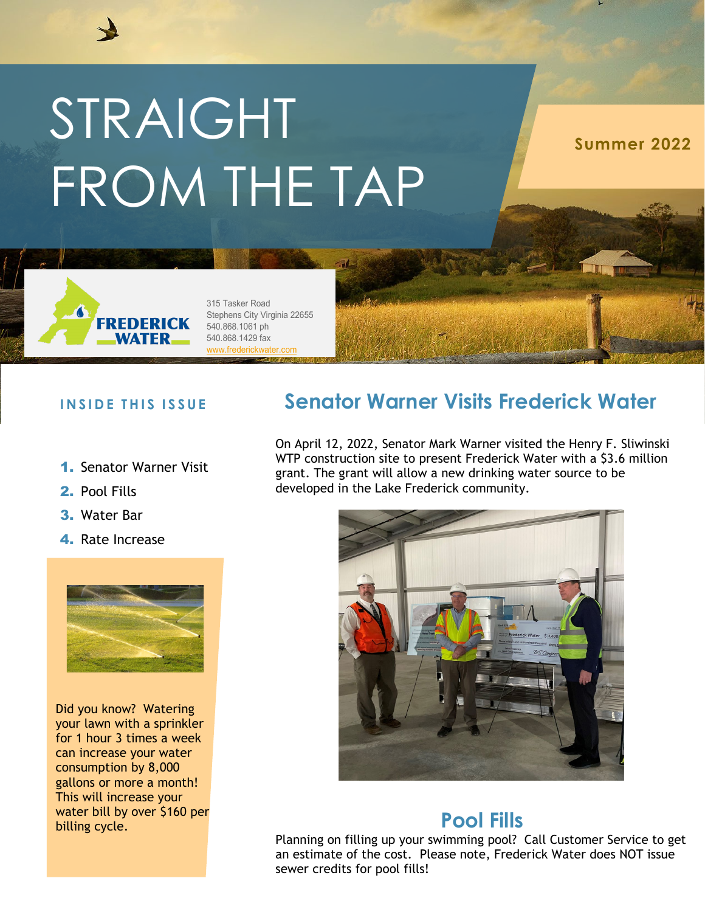# STRAIGHT FROM THE TAP

**Summer 2022**

FREDERICK WATER

315 Tasker Road
Stephens City Virginia 22655
540.868.1061 ph
540.868.1429 fax
www.frederickwater.com

**INSIDE THIS ISSUE**

1. Senator Warner Visit
2. Pool Fills
3. Water Bar
4. Rate Increase

Did you know? Watering your lawn with a sprinkler for 1 hour 3 times a week can increase your water consumption by 8,000 gallons or more a month! This will increase your water bill by over $160 per billing cycle.

## Senator Warner Visits Frederick Water

On April 12, 2022, Senator Mark Warner visited the Henry F. Sliwinski WTP construction site to present Frederick Water with a $3.6 million grant. The grant will allow a new drinking water source to be developed in the Lake Frederick community.

## Pool Fills

Planning on filling up your swimming pool? Call Customer Service to get an estimate of the cost. Please note, Frederick Water does NOT issue sewer credits for pool fills!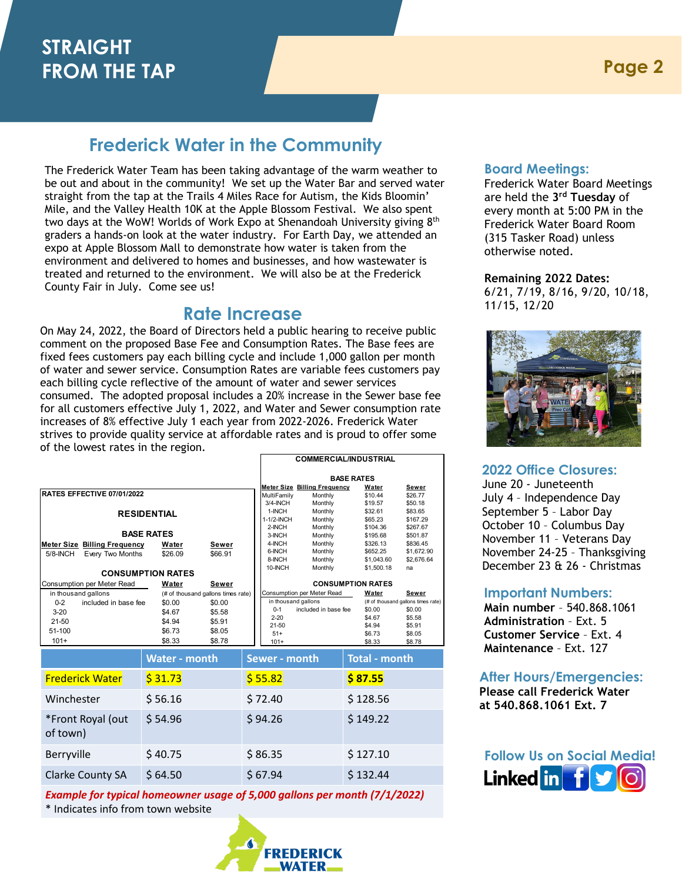# STRAIGHT FROM THE TAP

## Frederick Water in the Community

The Frederick Water Team has been taking advantage of the warm weather to be out and about in the community! We set up the Water Bar and served water straight from the tap at the Trails 4 Miles Race for Autism, the Kids Bloomin' Mile, and the Valley Health 10K at the Apple Blossom Festival. We also spent two days at the WoW! Worlds of Work Expo at Shenandoah University giving 8th graders a hands-on look at the water industry. For Earth Day, we attended an expo at Apple Blossom Mall to demonstrate how water is taken from the environment and delivered to homes and businesses, and how wastewater is treated and returned to the environment. We will also be at the Frederick County Fair in July. Come see us!

## Rate Increase

On May 24, 2022, the Board of Directors held a public hearing to receive public comment on the proposed Base Fee and Consumption Rates. The Base fees are fixed fees customers pay each billing cycle and include 1,000 gallon per month of water and sewer service. Consumption Rates are variable fees customers pay each billing cycle reflective of the amount of water and sewer services consumed. The adopted proposal includes a 20% increase in the Sewer base fee for all customers effective July 1, 2022, and Water and Sewer consumption rate increases of 8% effective July 1 each year from 2022-2026. Frederick Water strives to provide quality service at affordable rates and is proud to offer some of the lowest rates in the region.

**RATES EFFECTIVE 07/01/2022**

**RESIDENTIAL**

**BASE RATES**

| Meter Size | Billing Frequency | Water | Sewer |
|---|---|---|---|
| 5/8-INCH | Every Two Months | $26.09 | $66.91 |

**CONSUMPTION RATES**

| Consumption per Meter Read (in thousand gallons) | | Water (# of thousand gallons times rate) | Sewer |
|---|---|---|---|
| 0-2 | included in base fee | $0.00 | $0.00 |
| 3-20 | | $4.67 | $5.58 |
| 21-50 | | $4.94 | $5.91 |
| 51-100 | | $6.73 | $8.05 |
| 101+ | | $8.33 | $8.78 |

**COMMERCIAL/INDUSTRIAL**

**BASE RATES**

| Meter Size | Billing Frequency | Water | Sewer |
|---|---|---|---|
| MultiFamily | Monthly | $10.44 | $26.77 |
| 3/4-INCH | Monthly | $19.57 | $50.18 |
| 1-INCH | Monthly | $32.61 | $83.65 |
| 1-1/2-INCH | Monthly | $65.23 | $167.29 |
| 2-INCH | Monthly | $104.36 | $267.67 |
| 3-INCH | Monthly | $195.68 | $501.87 |
| 4-INCH | Monthly | $326.13 | $836.45 |
| 6-INCH | Monthly | $652.25 | $1,672.90 |
| 8-INCH | Monthly | $1,043.60 | $2,676.64 |
| 10-INCH | Monthly | $1,500.18 | na |

**CONSUMPTION RATES**

| Consumption per Meter Read (in thousand gallons) | | Water (# of thousand gallons times rate) | Sewer |
|---|---|---|---|
| 0-1 | included in base fee | $0.00 | $0.00 |
| 2-20 | | $4.67 | $5.58 |
| 21-50 | | $4.94 | $5.91 |
| 51+ | | $6.73 | $8.05 |
| 101+ | | $8.33 | $8.78 |

| | Water - month | Sewer - month | Total - month |
|---|---|---|---|
| Frederick Water | $ 31.73 | $ 55.82 | **$ 87.55** |
| Winchester | $ 56.16 | $ 72.40 | $ 128.56 |
| *Front Royal (out of town) | $ 54.96 | $ 94.26 | $ 149.22 |
| Berryville | $ 40.75 | $ 86.35 | $ 127.10 |
| Clarke County SA | $ 64.50 | $ 67.94 | $ 132.44 |

***Example for typical homeowner usage of 5,000 gallons per month (7/1/2022)***

\* Indicates info from town website

## Board Meetings:

Frederick Water Board Meetings are held the 3rd **Tuesday** of every month at 5:00 PM in the Frederick Water Board Room (315 Tasker Road) unless otherwise noted.

**Remaining 2022 Dates:**
6/21, 7/19, 8/16, 9/20, 10/18, 11/15, 12/20

## 2022 Office Closures:

June 20 - Juneteenth
July 4 – Independence Day
September 5 – Labor Day
October 10 – Columbus Day
November 11 – Veterans Day
November 24-25 – Thanksgiving
December 23 & 26 - Christmas

## Important Numbers:

**Main number** – 540.868.1061
**Administration** – Ext. 5
**Customer Service** – Ext. 4
**Maintenance** – Ext. 127

## After Hours/Emergencies:

**Please call Frederick Water at 540.868.1061 Ext. 7**

## Follow Us on Social Media!

FREDERICK WATER